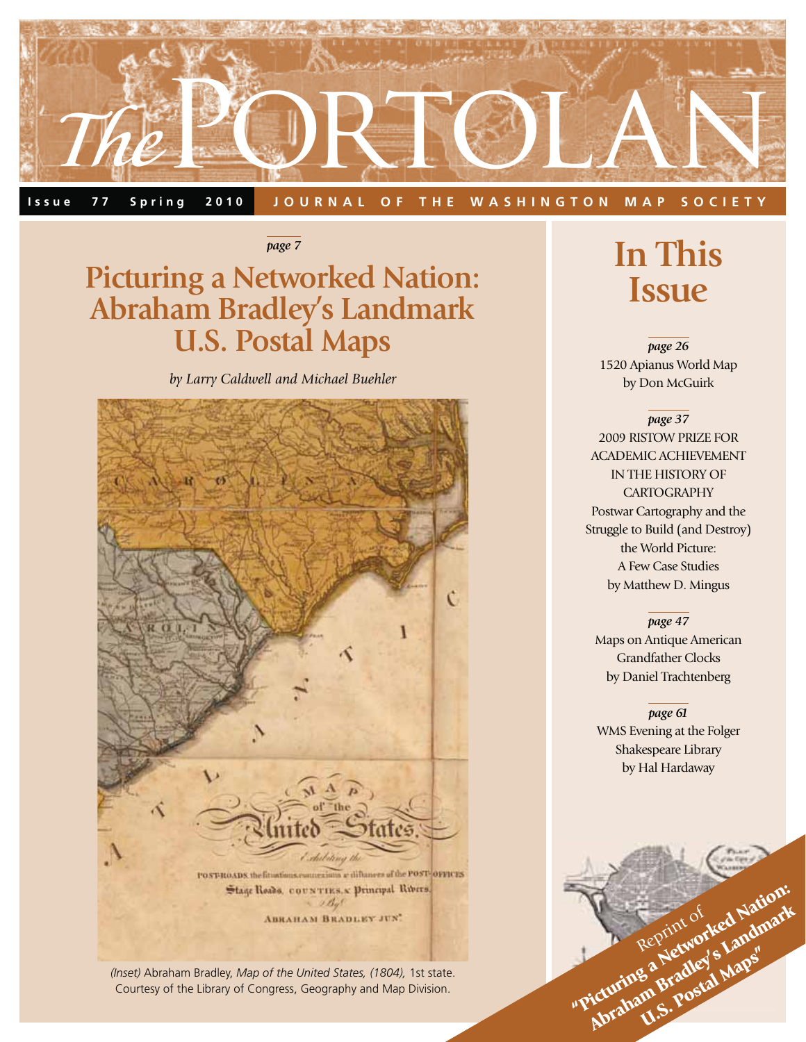# The PORTOLAN

**Issue 77 Spring 2010** JOURNAL OF THE WASHINGTON MAP SOCIETY

*page 7*

## Picturing a Networked Nation: Abraham Bradley's Landmark U.S. Postal Maps

*by Larry Caldwell and Michael Buehler*

*(Inset)* Abraham Bradley, *Map of the United States, (1804),* 1st state. Courtesy of the Library of Congress, Geography and Map Division.

## In This Issue

*page 26*
1520 Apianus World Map
by Don McGuirk

*page 37*
2009 RISTOW PRIZE FOR ACADEMIC ACHIEVEMENT IN THE HISTORY OF CARTOGRAPHY
Postwar Cartography and the Struggle to Build (and Destroy) the World Picture: A Few Case Studies
by Matthew D. Mingus

*page 47*
Maps on Antique American Grandfather Clocks
by Daniel Trachtenberg

*page 61*
WMS Evening at the Folger Shakespeare Library
by Hal Hardaway

Reprint of **"Picturing a Networked Nation: Abraham Bradley's Landmark U.S. Postal Maps"**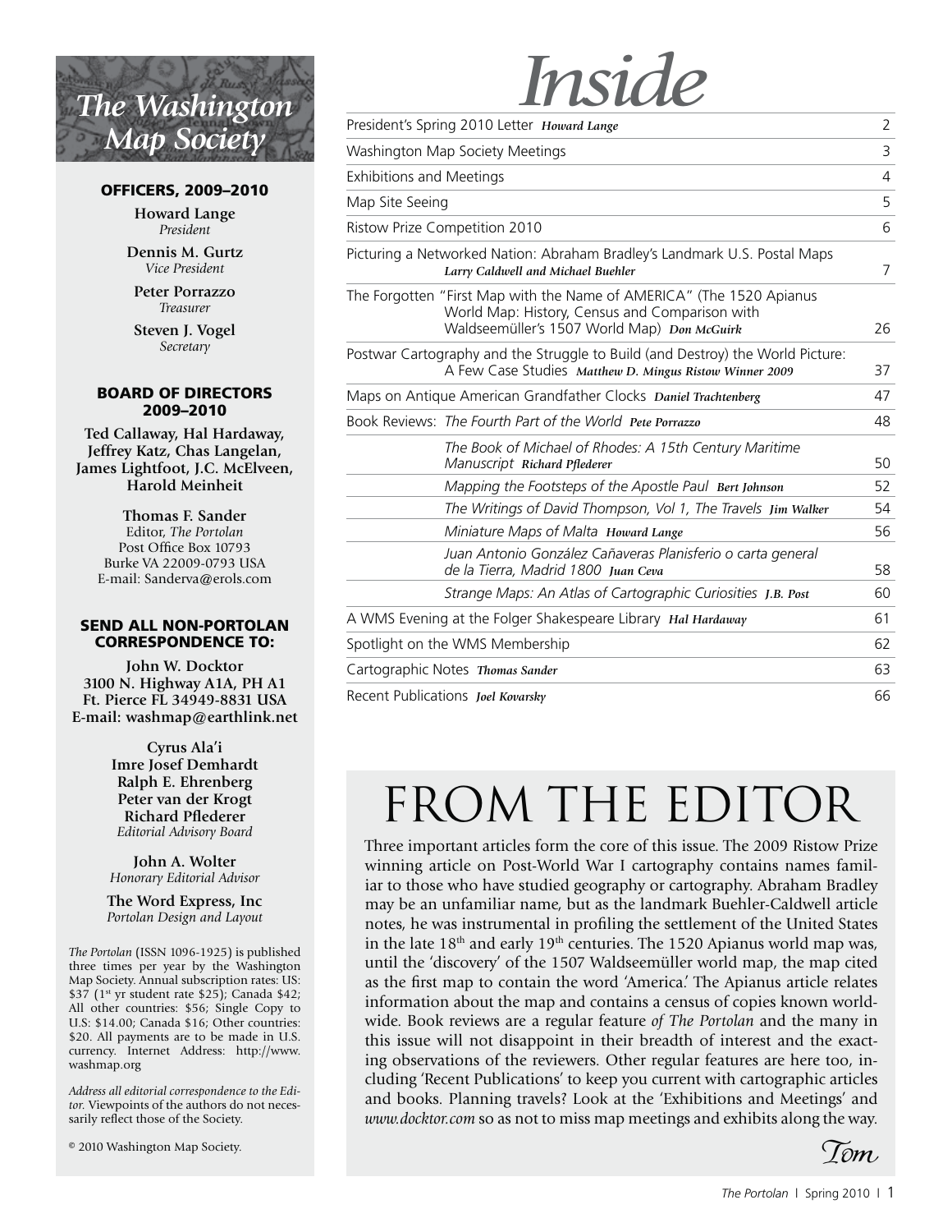# The Washington Map Society

## OFFICERS, 2009–2010

**Howard Lange**
*President*

**Dennis M. Gurtz**
*Vice President*

**Peter Porrazzo**
*Treasurer*

**Steven J. Vogel**
*Secretary*

## BOARD OF DIRECTORS 2009–2010

**Ted Callaway, Hal Hardaway, Jeffrey Katz, Chas Langelan, James Lightfoot, J.C. McElveen, Harold Meinheit**

**Thomas F. Sander**
Editor, *The Portolan*
Post Office Box 10793
Burke VA 22009-0793 USA
E-mail: Sanderva@erols.com

## SEND ALL NON-PORTOLAN CORRESPONDENCE TO:

**John W. Docktor**
**3100 N. Highway A1A, PH A1**
**Ft. Pierce FL 34949-8831 USA**
**E-mail: washmap@earthlink.net**

**Cyrus Ala'i**
**Imre Josef Demhardt**
**Ralph E. Ehrenberg**
**Peter van der Krogt**
**Richard Pflederer**
*Editorial Advisory Board*

**John A. Wolter**
*Honorary Editorial Advisor*

**The Word Express, Inc**
*Portolan Design and Layout*

*The Portolan* (ISSN 1096-1925) is published three times per year by the Washington Map Society. Annual subscription rates: US: $37 (1st yr student rate $25); Canada $42; All other countries: $56; Single Copy to U.S: $14.00; Canada $16; Other countries: $20. All payments are to be made in U.S. currency. Internet Address: http://www.washmap.org

*Address all editorial correspondence to the Editor.* Viewpoints of the authors do not necessarily reflect those of the Society.

© 2010 Washington Map Society.

# Inside

| | |
|---|---|
| President's Spring 2010 Letter ***Howard Lange*** | 2 |
| Washington Map Society Meetings | 3 |
| Exhibitions and Meetings | 4 |
| Map Site Seeing | 5 |
| Ristow Prize Competition 2010 | 6 |
| Picturing a Networked Nation: Abraham Bradley's Landmark U.S. Postal Maps ***Larry Caldwell and Michael Buehler*** | 7 |
| The Forgotten "First Map with the Name of AMERICA" (The 1520 Apianus World Map: History, Census and Comparison with Waldseemüller's 1507 World Map) ***Don McGuirk*** | 26 |
| Postwar Cartography and the Struggle to Build (and Destroy) the World Picture: A Few Case Studies ***Matthew D. Mingus Ristow Winner 2009*** | 37 |
| Maps on Antique American Grandfather Clocks ***Daniel Trachtenberg*** | 47 |
| Book Reviews: *The Fourth Part of the World* ***Pete Porrazzo*** | 48 |
| *The Book of Michael of Rhodes: A 15th Century Maritime Manuscript* ***Richard Pflederer*** | 50 |
| *Mapping the Footsteps of the Apostle Paul* ***Bert Johnson*** | 52 |
| *The Writings of David Thompson, Vol 1, The Travels* ***Jim Walker*** | 54 |
| *Miniature Maps of Malta* ***Howard Lange*** | 56 |
| *Juan Antonio González Cañaveras Planisferio o carta general de la Tierra, Madrid 1800* ***Juan Ceva*** | 58 |
| *Strange Maps: An Atlas of Cartographic Curiosities* ***J.B. Post*** | 60 |
| A WMS Evening at the Folger Shakespeare Library ***Hal Hardaway*** | 61 |
| Spotlight on the WMS Membership | 62 |
| Cartographic Notes ***Thomas Sander*** | 63 |
| Recent Publications ***Joel Kovarsky*** | 66 |

# FROM THE EDITOR

Three important articles form the core of this issue. The 2009 Ristow Prize winning article on Post-World War I cartography contains names familiar to those who have studied geography or cartography. Abraham Bradley may be an unfamiliar name, but as the landmark Buehler-Caldwell article notes, he was instrumental in profiling the settlement of the United States in the late 18th and early 19th centuries. The 1520 Apianus world map was, until the 'discovery' of the 1507 Waldseemüller world map, the map cited as the first map to contain the word 'America.' The Apianus article relates information about the map and contains a census of copies known worldwide. Book reviews are a regular feature *of The Portolan* and the many in this issue will not disappoint in their breadth of interest and the exacting observations of the reviewers. Other regular features are here too, including 'Recent Publications' to keep you current with cartographic articles and books. Planning travels? Look at the 'Exhibitions and Meetings' and *www.docktor.com* so as not to miss map meetings and exhibits along the way.

*Tom*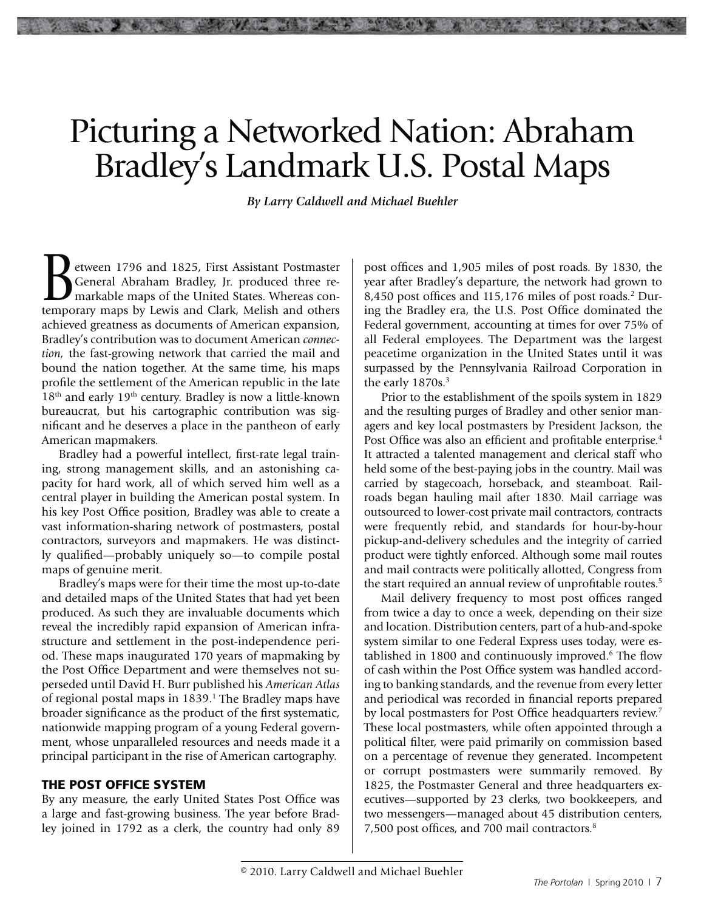# Picturing a Networked Nation: Abraham Bradley's Landmark U.S. Postal Maps

*By Larry Caldwell and Michael Buehler*

Between 1796 and 1825, First Assistant Postmaster General Abraham Bradley, Jr. produced three remarkable maps of the United States. Whereas contemporary maps by Lewis and Clark, Melish and others achieved greatness as documents of American expansion, Bradley's contribution was to document American *connection*, the fast-growing network that carried the mail and bound the nation together. At the same time, his maps profile the settlement of the American republic in the late 18th and early 19th century. Bradley is now a little-known bureaucrat, but his cartographic contribution was significant and he deserves a place in the pantheon of early American mapmakers.

Bradley had a powerful intellect, first-rate legal training, strong management skills, and an astonishing capacity for hard work, all of which served him well as a central player in building the American postal system. In his key Post Office position, Bradley was able to create a vast information-sharing network of postmasters, postal contractors, surveyors and mapmakers. He was distinctly qualified—probably uniquely so—to compile postal maps of genuine merit.

Bradley's maps were for their time the most up-to-date and detailed maps of the United States that had yet been produced. As such they are invaluable documents which reveal the incredibly rapid expansion of American infrastructure and settlement in the post-independence period. These maps inaugurated 170 years of mapmaking by the Post Office Department and were themselves not superseded until David H. Burr published his *American Atlas* of regional postal maps in 1839.[1] The Bradley maps have broader significance as the product of the first systematic, nationwide mapping program of a young Federal government, whose unparalleled resources and needs made it a principal participant in the rise of American cartography.

## THE POST OFFICE SYSTEM

By any measure, the early United States Post Office was a large and fast-growing business. The year before Bradley joined in 1792 as a clerk, the country had only 89 post offices and 1,905 miles of post roads. By 1830, the year after Bradley's departure, the network had grown to 8,450 post offices and 115,176 miles of post roads.[2] During the Bradley era, the U.S. Post Office dominated the Federal government, accounting at times for over 75% of all Federal employees. The Department was the largest peacetime organization in the United States until it was surpassed by the Pennsylvania Railroad Corporation in the early 1870s.[3]

Prior to the establishment of the spoils system in 1829 and the resulting purges of Bradley and other senior managers and key local postmasters by President Jackson, the Post Office was also an efficient and profitable enterprise.[4] It attracted a talented management and clerical staff who held some of the best-paying jobs in the country. Mail was carried by stagecoach, horseback, and steamboat. Railroads began hauling mail after 1830. Mail carriage was outsourced to lower-cost private mail contractors, contracts were frequently rebid, and standards for hour-by-hour pickup-and-delivery schedules and the integrity of carried product were tightly enforced. Although some mail routes and mail contracts were politically allotted, Congress from the start required an annual review of unprofitable routes.[5]

Mail delivery frequency to most post offices ranged from twice a day to once a week, depending on their size and location. Distribution centers, part of a hub-and-spoke system similar to one Federal Express uses today, were established in 1800 and continuously improved.[6] The flow of cash within the Post Office system was handled according to banking standards, and the revenue from every letter and periodical was recorded in financial reports prepared by local postmasters for Post Office headquarters review.[7] These local postmasters, while often appointed through a political filter, were paid primarily on commission based on a percentage of revenue they generated. Incompetent or corrupt postmasters were summarily removed. By 1825, the Postmaster General and three headquarters executives—supported by 23 clerks, two bookkeepers, and two messengers—managed about 45 distribution centers, 7,500 post offices, and 700 mail contractors.[8]

© 2010. Larry Caldwell and Michael Buehler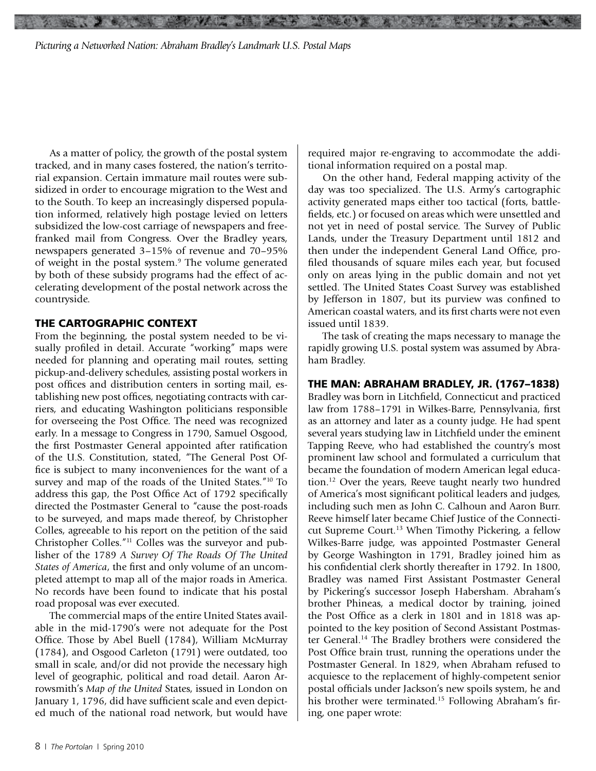As a matter of policy, the growth of the postal system tracked, and in many cases fostered, the nation's territorial expansion. Certain immature mail routes were subsidized in order to encourage migration to the West and to the South. To keep an increasingly dispersed population informed, relatively high postage levied on letters subsidized the low-cost carriage of newspapers and free-franked mail from Congress. Over the Bradley years, newspapers generated 3–15% of revenue and 70–95% of weight in the postal system.[9] The volume generated by both of these subsidy programs had the effect of accelerating development of the postal network across the countryside.

## THE CARTOGRAPHIC CONTEXT

From the beginning, the postal system needed to be visually profiled in detail. Accurate "working" maps were needed for planning and operating mail routes, setting pickup-and-delivery schedules, assisting postal workers in post offices and distribution centers in sorting mail, establishing new post offices, negotiating contracts with carriers, and educating Washington politicians responsible for overseeing the Post Office. The need was recognized early. In a message to Congress in 1790, Samuel Osgood, the first Postmaster General appointed after ratification of the U.S. Constitution, stated, "The General Post Office is subject to many inconveniences for the want of a survey and map of the roads of the United States."[10] To address this gap, the Post Office Act of 1792 specifically directed the Postmaster General to "cause the post-roads to be surveyed, and maps made thereof, by Christopher Colles, agreeable to his report on the petition of the said Christopher Colles."[11] Colles was the surveyor and publisher of the 1789 *A Survey Of The Roads Of The United States of America*, the first and only volume of an uncompleted attempt to map all of the major roads in America. No records have been found to indicate that his postal road proposal was ever executed.

The commercial maps of the entire United States available in the mid-1790's were not adequate for the Post Office. Those by Abel Buell (1784), William McMurray (1784), and Osgood Carleton (1791) were outdated, too small in scale, and/or did not provide the necessary high level of geographic, political and road detail. Aaron Arrowsmith's *Map of the United* States, issued in London on January 1, 1796, did have sufficient scale and even depicted much of the national road network, but would have required major re-engraving to accommodate the additional information required on a postal map.

On the other hand, Federal mapping activity of the day was too specialized. The U.S. Army's cartographic activity generated maps either too tactical (forts, battlefields, etc.) or focused on areas which were unsettled and not yet in need of postal service. The Survey of Public Lands, under the Treasury Department until 1812 and then under the independent General Land Office, profiled thousands of square miles each year, but focused only on areas lying in the public domain and not yet settled. The United States Coast Survey was established by Jefferson in 1807, but its purview was confined to American coastal waters, and its first charts were not even issued until 1839.

The task of creating the maps necessary to manage the rapidly growing U.S. postal system was assumed by Abraham Bradley.

## THE MAN: ABRAHAM BRADLEY, JR. (1767–1838)

Bradley was born in Litchfield, Connecticut and practiced law from 1788–1791 in Wilkes-Barre, Pennsylvania, first as an attorney and later as a county judge. He had spent several years studying law in Litchfield under the eminent Tapping Reeve, who had established the country's most prominent law school and formulated a curriculum that became the foundation of modern American legal education.[12] Over the years, Reeve taught nearly two hundred of America's most significant political leaders and judges, including such men as John C. Calhoun and Aaron Burr. Reeve himself later became Chief Justice of the Connecticut Supreme Court.[13] When Timothy Pickering, a fellow Wilkes-Barre judge, was appointed Postmaster General by George Washington in 1791, Bradley joined him as his confidential clerk shortly thereafter in 1792. In 1800, Bradley was named First Assistant Postmaster General by Pickering's successor Joseph Habersham. Abraham's brother Phineas, a medical doctor by training, joined the Post Office as a clerk in 1801 and in 1818 was appointed to the key position of Second Assistant Postmaster General.[14] The Bradley brothers were considered the Post Office brain trust, running the operations under the Postmaster General. In 1829, when Abraham refused to acquiesce to the replacement of highly-competent senior postal officials under Jackson's new spoils system, he and his brother were terminated.[15] Following Abraham's firing, one paper wrote: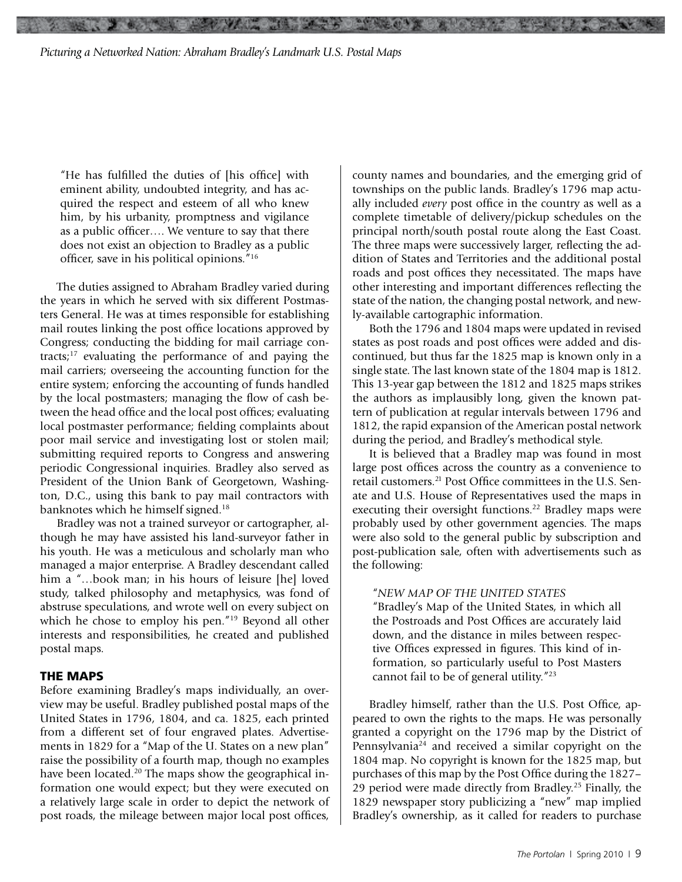> "He has fulfilled the duties of [his office] with eminent ability, undoubted integrity, and has acquired the respect and esteem of all who knew him, by his urbanity, promptness and vigilance as a public officer…. We venture to say that there does not exist an objection to Bradley as a public officer, save in his political opinions."[16]

The duties assigned to Abraham Bradley varied during the years in which he served with six different Postmasters General. He was at times responsible for establishing mail routes linking the post office locations approved by Congress; conducting the bidding for mail carriage contracts;[17] evaluating the performance of and paying the mail carriers; overseeing the accounting function for the entire system; enforcing the accounting of funds handled by the local postmasters; managing the flow of cash between the head office and the local post offices; evaluating local postmaster performance; fielding complaints about poor mail service and investigating lost or stolen mail; submitting required reports to Congress and answering periodic Congressional inquiries. Bradley also served as President of the Union Bank of Georgetown, Washington, D.C., using this bank to pay mail contractors with banknotes which he himself signed.[18]

Bradley was not a trained surveyor or cartographer, although he may have assisted his land-surveyor father in his youth. He was a meticulous and scholarly man who managed a major enterprise. A Bradley descendant called him a "…book man; in his hours of leisure [he] loved study, talked philosophy and metaphysics, was fond of abstruse speculations, and wrote well on every subject on which he chose to employ his pen."[19] Beyond all other interests and responsibilities, he created and published postal maps.

## THE MAPS

Before examining Bradley's maps individually, an overview may be useful. Bradley published postal maps of the United States in 1796, 1804, and ca. 1825, each printed from a different set of four engraved plates. Advertisements in 1829 for a "Map of the U. States on a new plan" raise the possibility of a fourth map, though no examples have been located.[20] The maps show the geographical information one would expect; but they were executed on a relatively large scale in order to depict the network of post roads, the mileage between major local post offices, county names and boundaries, and the emerging grid of townships on the public lands. Bradley's 1796 map actually included *every* post office in the country as well as a complete timetable of delivery/pickup schedules on the principal north/south postal route along the East Coast. The three maps were successively larger, reflecting the addition of States and Territories and the additional postal roads and post offices they necessitated. The maps have other interesting and important differences reflecting the state of the nation, the changing postal network, and newly-available cartographic information.

Both the 1796 and 1804 maps were updated in revised states as post roads and post offices were added and discontinued, but thus far the 1825 map is known only in a single state. The last known state of the 1804 map is 1812. This 13-year gap between the 1812 and 1825 maps strikes the authors as implausibly long, given the known pattern of publication at regular intervals between 1796 and 1812, the rapid expansion of the American postal network during the period, and Bradley's methodical style.

It is believed that a Bradley map was found in most large post offices across the country as a convenience to retail customers.[21] Post Office committees in the U.S. Senate and U.S. House of Representatives used the maps in executing their oversight functions.[22] Bradley maps were probably used by other government agencies. The maps were also sold to the general public by subscription and post-publication sale, often with advertisements such as the following:

> "*NEW MAP OF THE UNITED STATES*
> "Bradley's Map of the United States, in which all the Postroads and Post Offices are accurately laid down, and the distance in miles between respective Offices expressed in figures. This kind of information, so particularly useful to Post Masters cannot fail to be of general utility."[23]

Bradley himself, rather than the U.S. Post Office, appeared to own the rights to the maps. He was personally granted a copyright on the 1796 map by the District of Pennsylvania[24] and received a similar copyright on the 1804 map. No copyright is known for the 1825 map, but purchases of this map by the Post Office during the 1827–29 period were made directly from Bradley.[25] Finally, the 1829 newspaper story publicizing a "new" map implied Bradley's ownership, as it called for readers to purchase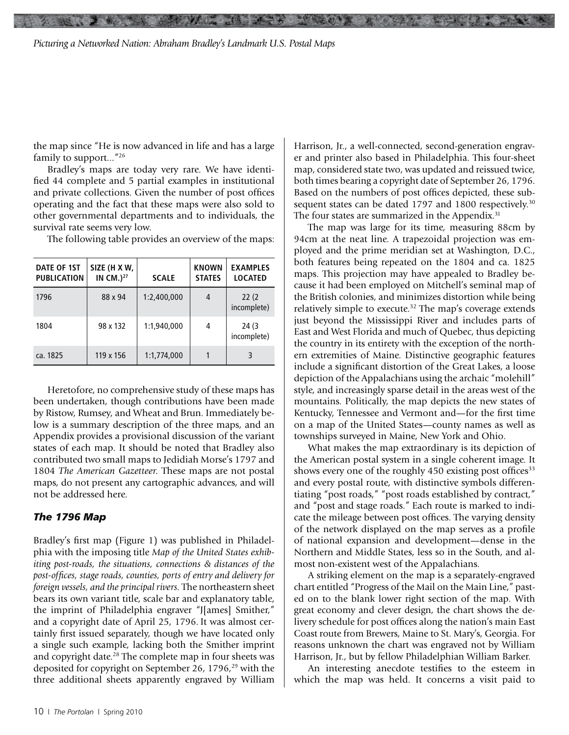the map since "He is now advanced in life and has a large family to support..."[26]

Bradley's maps are today very rare. We have identified 44 complete and 5 partial examples in institutional and private collections. Given the number of post offices operating and the fact that these maps were also sold to other governmental departments and to individuals, the survival rate seems very low.

The following table provides an overview of the maps:

| DATE OF 1ST PUBLICATION | SIZE (H X W, IN CM.)[27] | SCALE | KNOWN STATES | EXAMPLES LOCATED |
|---|---|---|---|---|
| 1796 | 88 x 94 | 1:2,400,000 | 4 | 22 (2 incomplete) |
| 1804 | 98 x 132 | 1:1,940,000 | 4 | 24 (3 incomplete) |
| ca. 1825 | 119 x 156 | 1:1,774,000 | 1 | 3 |

Heretofore, no comprehensive study of these maps has been undertaken, though contributions have been made by Ristow, Rumsey, and Wheat and Brun. Immediately below is a summary description of the three maps, and an Appendix provides a provisional discussion of the variant states of each map. It should be noted that Bradley also contributed two small maps to Jedidiah Morse's 1797 and 1804 *The American Gazetteer.* These maps are not postal maps, do not present any cartographic advances, and will not be addressed here.

## *The 1796 Map*

Bradley's first map (Figure 1) was published in Philadelphia with the imposing title *Map of the United States exhibiting post-roads, the situations, connections & distances of the post-offices, stage roads, counties, ports of entry and delivery for foreign vessels, and the principal rivers.* The northeastern sheet bears its own variant title, scale bar and explanatory table, the imprint of Philadelphia engraver "J[ames] Smither," and a copyright date of April 25, 1796. It was almost certainly first issued separately, though we have located only a single such example, lacking both the Smither imprint and copyright date.[28] The complete map in four sheets was deposited for copyright on September 26, 1796,[29] with the three additional sheets apparently engraved by William Harrison, Jr., a well-connected, second-generation engraver and printer also based in Philadelphia. This four-sheet map, considered state two, was updated and reissued twice, both times bearing a copyright date of September 26, 1796. Based on the numbers of post offices depicted, these subsequent states can be dated 1797 and 1800 respectively.[30] The four states are summarized in the Appendix.[31]

The map was large for its time, measuring 88cm by 94cm at the neat line. A trapezoidal projection was employed and the prime meridian set at Washington, D.C., both features being repeated on the 1804 and ca. 1825 maps. This projection may have appealed to Bradley because it had been employed on Mitchell's seminal map of the British colonies, and minimizes distortion while being relatively simple to execute.[32] The map's coverage extends just beyond the Mississippi River and includes parts of East and West Florida and much of Quebec, thus depicting the country in its entirety with the exception of the northern extremities of Maine. Distinctive geographic features include a significant distortion of the Great Lakes, a loose depiction of the Appalachians using the archaic "molehill" style, and increasingly sparse detail in the areas west of the mountains. Politically, the map depicts the new states of Kentucky, Tennessee and Vermont and—for the first time on a map of the United States—county names as well as townships surveyed in Maine, New York and Ohio.

What makes the map extraordinary is its depiction of the American postal system in a single coherent image. It shows every one of the roughly 450 existing post offices[33] and every postal route, with distinctive symbols differentiating "post roads," "post roads established by contract," and "post and stage roads." Each route is marked to indicate the mileage between post offices. The varying density of the network displayed on the map serves as a profile of national expansion and development—dense in the Northern and Middle States, less so in the South, and almost non-existent west of the Appalachians.

A striking element on the map is a separately-engraved chart entitled "Progress of the Mail on the Main Line," pasted on to the blank lower right section of the map. With great economy and clever design, the chart shows the delivery schedule for post offices along the nation's main East Coast route from Brewers, Maine to St. Mary's, Georgia. For reasons unknown the chart was engraved not by William Harrison, Jr., but by fellow Philadelphian William Barker.

An interesting anecdote testifies to the esteem in which the map was held. It concerns a visit paid to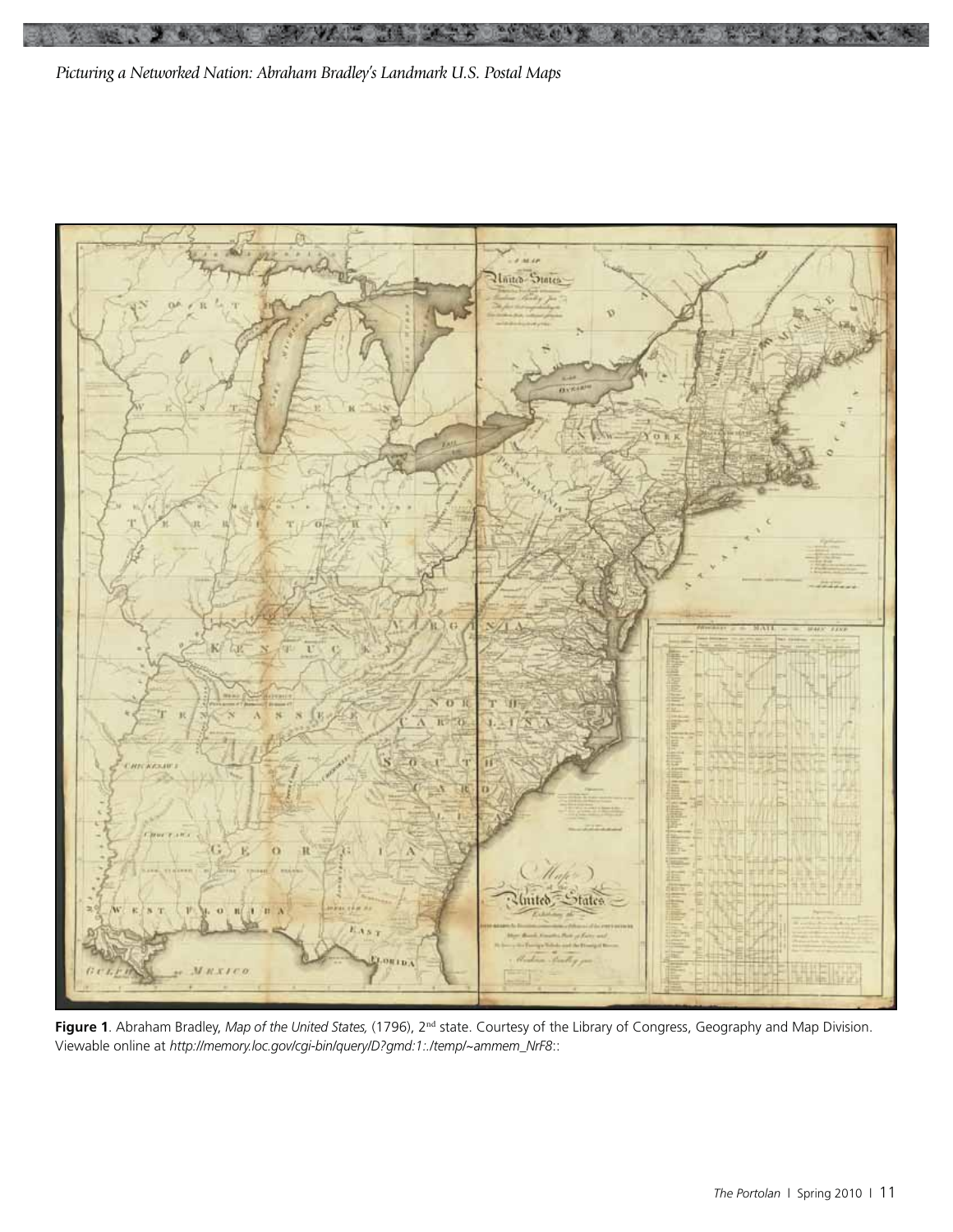**Figure 1**. Abraham Bradley, *Map of the United States,* (1796), 2nd state. Courtesy of the Library of Congress, Geography and Map Division. Viewable online at *http://memory.loc.gov/cgi-bin/query/D?gmd:1:./temp/~ammem_NrF8::*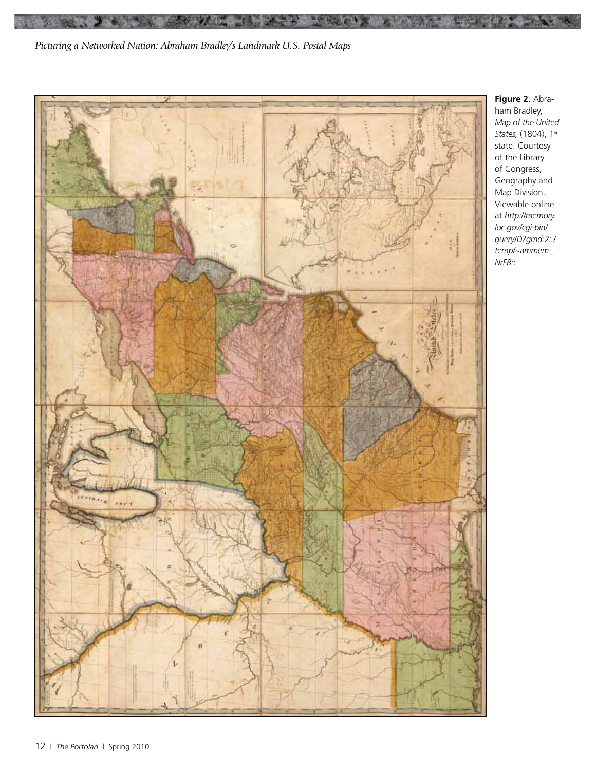**Figure 2**. Abraham Bradley, *Map of the United States,* (1804), 1st state. Courtesy of the Library of Congress, Geography and Map Division. Viewable online at *http://memory.loc.gov/cgi-bin/query/D?gmd:2:./temp/~ammem_NrF8::*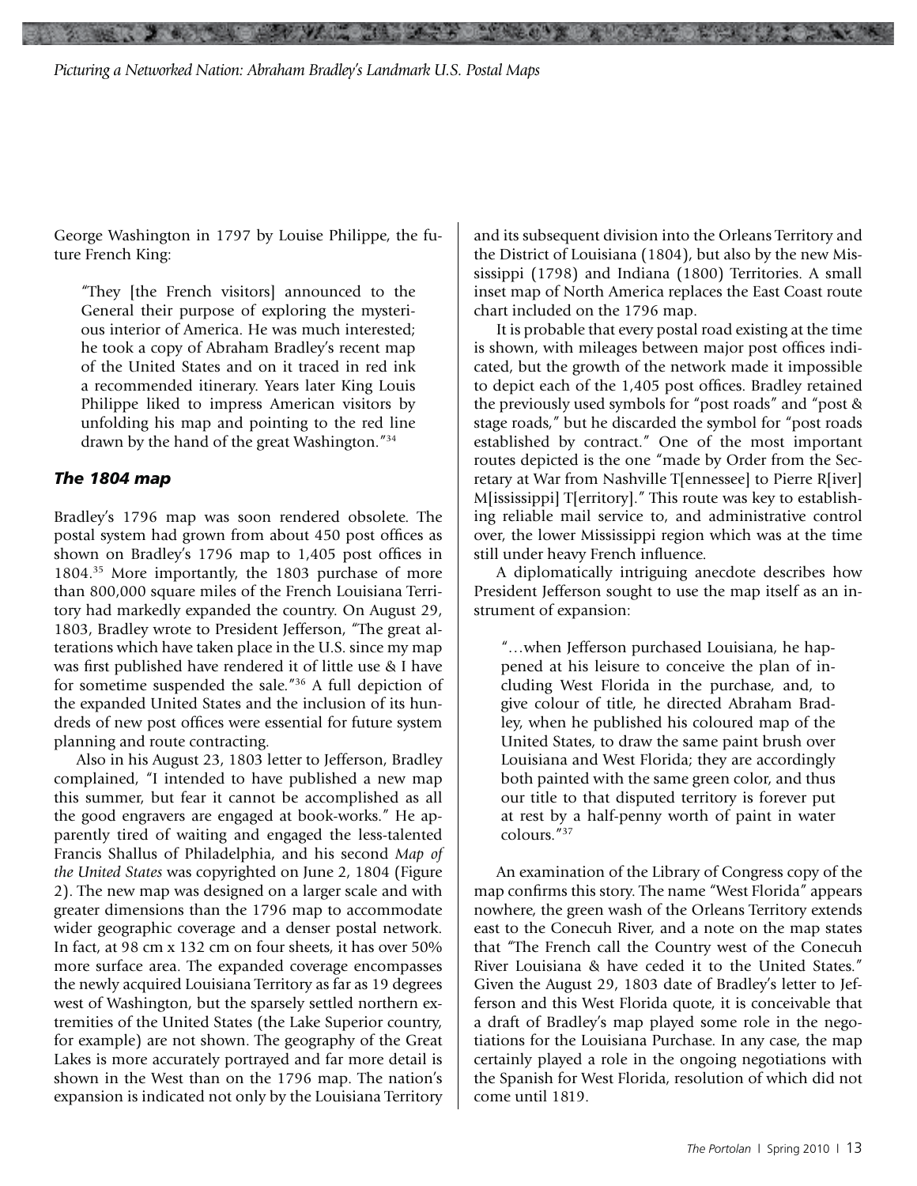George Washington in 1797 by Louise Philippe, the future French King:

> "They [the French visitors] announced to the General their purpose of exploring the mysterious interior of America. He was much interested; he took a copy of Abraham Bradley's recent map of the United States and on it traced in red ink a recommended itinerary. Years later King Louis Philippe liked to impress American visitors by unfolding his map and pointing to the red line drawn by the hand of the great Washington."[34]

### *The 1804 map*

Bradley's 1796 map was soon rendered obsolete. The postal system had grown from about 450 post offices as shown on Bradley's 1796 map to 1,405 post offices in 1804.[35] More importantly, the 1803 purchase of more than 800,000 square miles of the French Louisiana Territory had markedly expanded the country. On August 29, 1803, Bradley wrote to President Jefferson, "The great alterations which have taken place in the U.S. since my map was first published have rendered it of little use & I have for sometime suspended the sale."[36] A full depiction of the expanded United States and the inclusion of its hundreds of new post offices were essential for future system planning and route contracting.

Also in his August 23, 1803 letter to Jefferson, Bradley complained, "I intended to have published a new map this summer, but fear it cannot be accomplished as all the good engravers are engaged at book-works." He apparently tired of waiting and engaged the less-talented Francis Shallus of Philadelphia, and his second *Map of the United States* was copyrighted on June 2, 1804 (Figure 2). The new map was designed on a larger scale and with greater dimensions than the 1796 map to accommodate wider geographic coverage and a denser postal network. In fact, at 98 cm x 132 cm on four sheets, it has over 50% more surface area. The expanded coverage encompasses the newly acquired Louisiana Territory as far as 19 degrees west of Washington, but the sparsely settled northern extremities of the United States (the Lake Superior country, for example) are not shown. The geography of the Great Lakes is more accurately portrayed and far more detail is shown in the West than on the 1796 map. The nation's expansion is indicated not only by the Louisiana Territory and its subsequent division into the Orleans Territory and the District of Louisiana (1804), but also by the new Mississippi (1798) and Indiana (1800) Territories. A small inset map of North America replaces the East Coast route chart included on the 1796 map.

It is probable that every postal road existing at the time is shown, with mileages between major post offices indicated, but the growth of the network made it impossible to depict each of the 1,405 post offices. Bradley retained the previously used symbols for "post roads" and "post & stage roads," but he discarded the symbol for "post roads established by contract." One of the most important routes depicted is the one "made by Order from the Secretary at War from Nashville T[ennessee] to Pierre R[iver] M[ississippi] T[erritory]." This route was key to establishing reliable mail service to, and administrative control over, the lower Mississippi region which was at the time still under heavy French influence.

A diplomatically intriguing anecdote describes how President Jefferson sought to use the map itself as an instrument of expansion:

> "…when Jefferson purchased Louisiana, he happened at his leisure to conceive the plan of including West Florida in the purchase, and, to give colour of title, he directed Abraham Bradley, when he published his coloured map of the United States, to draw the same paint brush over Louisiana and West Florida; they are accordingly both painted with the same green color, and thus our title to that disputed territory is forever put at rest by a half-penny worth of paint in water colours."[37]

An examination of the Library of Congress copy of the map confirms this story. The name "West Florida" appears nowhere, the green wash of the Orleans Territory extends east to the Conecuh River, and a note on the map states that "The French call the Country west of the Conecuh River Louisiana & have ceded it to the United States." Given the August 29, 1803 date of Bradley's letter to Jefferson and this West Florida quote, it is conceivable that a draft of Bradley's map played some role in the negotiations for the Louisiana Purchase. In any case, the map certainly played a role in the ongoing negotiations with the Spanish for West Florida, resolution of which did not come until 1819.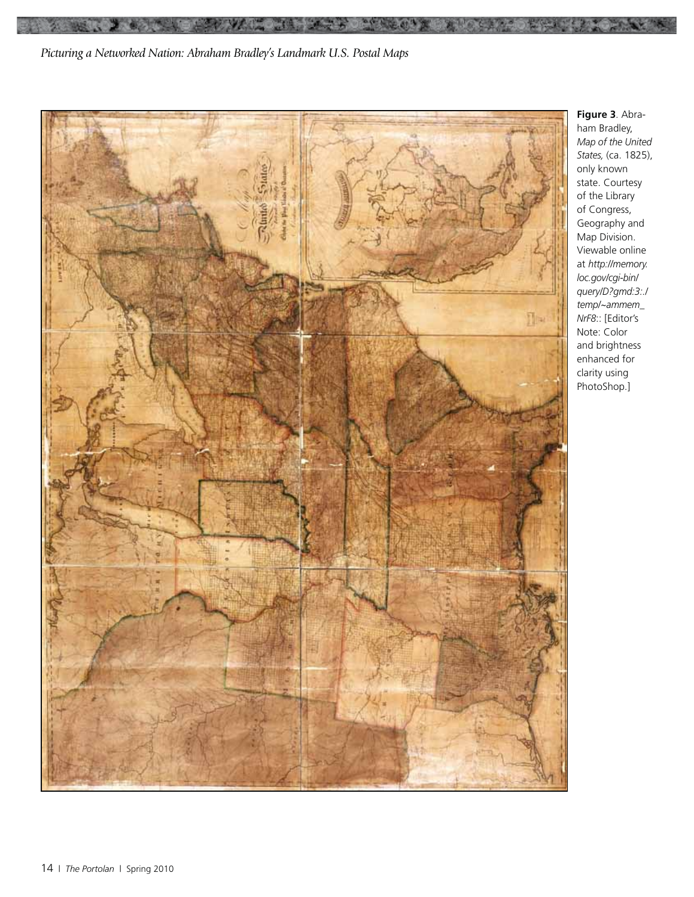**Figure 3**. Abraham Bradley, *Map of the United States,* (ca. 1825), only known state. Courtesy of the Library of Congress, Geography and Map Division. Viewable online at *http://memory.loc.gov/cgi-bin/query/D?gmd:3:./temp/~ammem_NrF8*:: [Editor's Note: Color and brightness enhanced for clarity using PhotoShop.]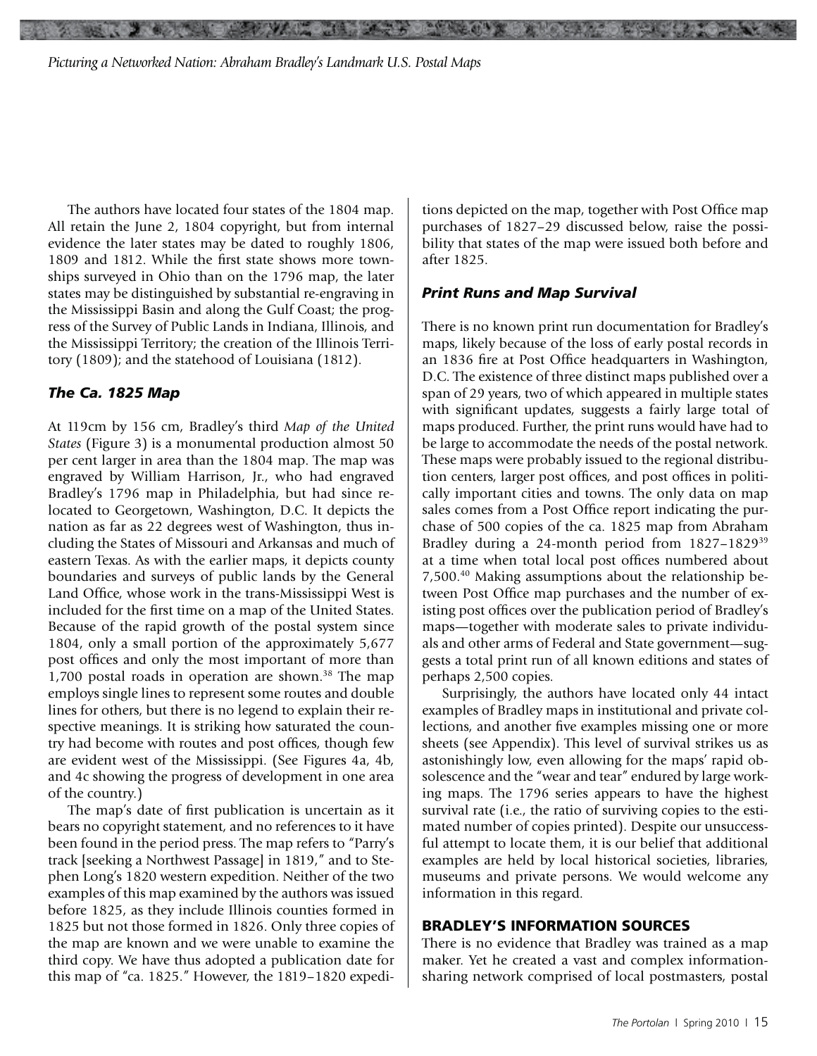The authors have located four states of the 1804 map. All retain the June 2, 1804 copyright, but from internal evidence the later states may be dated to roughly 1806, 1809 and 1812. While the first state shows more townships surveyed in Ohio than on the 1796 map, the later states may be distinguished by substantial re-engraving in the Mississippi Basin and along the Gulf Coast; the progress of the Survey of Public Lands in Indiana, Illinois, and the Mississippi Territory; the creation of the Illinois Territory (1809); and the statehood of Louisiana (1812).

### *The Ca. 1825 Map*

At 119cm by 156 cm, Bradley's third *Map of the United States* (Figure 3) is a monumental production almost 50 per cent larger in area than the 1804 map. The map was engraved by William Harrison, Jr., who had engraved Bradley's 1796 map in Philadelphia, but had since relocated to Georgetown, Washington, D.C. It depicts the nation as far as 22 degrees west of Washington, thus including the States of Missouri and Arkansas and much of eastern Texas. As with the earlier maps, it depicts county boundaries and surveys of public lands by the General Land Office, whose work in the trans-Mississippi West is included for the first time on a map of the United States. Because of the rapid growth of the postal system since 1804, only a small portion of the approximately 5,677 post offices and only the most important of more than 1,700 postal roads in operation are shown.[38] The map employs single lines to represent some routes and double lines for others, but there is no legend to explain their respective meanings. It is striking how saturated the country had become with routes and post offices, though few are evident west of the Mississippi. (See Figures 4a, 4b, and 4c showing the progress of development in one area of the country.)

The map's date of first publication is uncertain as it bears no copyright statement, and no references to it have been found in the period press. The map refers to "Parry's track [seeking a Northwest Passage] in 1819," and to Stephen Long's 1820 western expedition. Neither of the two examples of this map examined by the authors was issued before 1825, as they include Illinois counties formed in 1825 but not those formed in 1826. Only three copies of the map are known and we were unable to examine the third copy. We have thus adopted a publication date for this map of "ca. 1825." However, the 1819–1820 expeditions depicted on the map, together with Post Office map purchases of 1827–29 discussed below, raise the possibility that states of the map were issued both before and after 1825.

### *Print Runs and Map Survival*

There is no known print run documentation for Bradley's maps, likely because of the loss of early postal records in an 1836 fire at Post Office headquarters in Washington, D.C. The existence of three distinct maps published over a span of 29 years, two of which appeared in multiple states with significant updates, suggests a fairly large total of maps produced. Further, the print runs would have had to be large to accommodate the needs of the postal network. These maps were probably issued to the regional distribution centers, larger post offices, and post offices in politically important cities and towns. The only data on map sales comes from a Post Office report indicating the purchase of 500 copies of the ca. 1825 map from Abraham Bradley during a 24-month period from 1827–1829[39] at a time when total local post offices numbered about 7,500.[40] Making assumptions about the relationship between Post Office map purchases and the number of existing post offices over the publication period of Bradley's maps—together with moderate sales to private individuals and other arms of Federal and State government—suggests a total print run of all known editions and states of perhaps 2,500 copies.

Surprisingly, the authors have located only 44 intact examples of Bradley maps in institutional and private collections, and another five examples missing one or more sheets (see Appendix). This level of survival strikes us as astonishingly low, even allowing for the maps' rapid obsolescence and the "wear and tear" endured by large working maps. The 1796 series appears to have the highest survival rate (i.e., the ratio of surviving copies to the estimated number of copies printed). Despite our unsuccessful attempt to locate them, it is our belief that additional examples are held by local historical societies, libraries, museums and private persons. We would welcome any information in this regard.

## BRADLEY'S INFORMATION SOURCES

There is no evidence that Bradley was trained as a map maker. Yet he created a vast and complex information-sharing network comprised of local postmasters, postal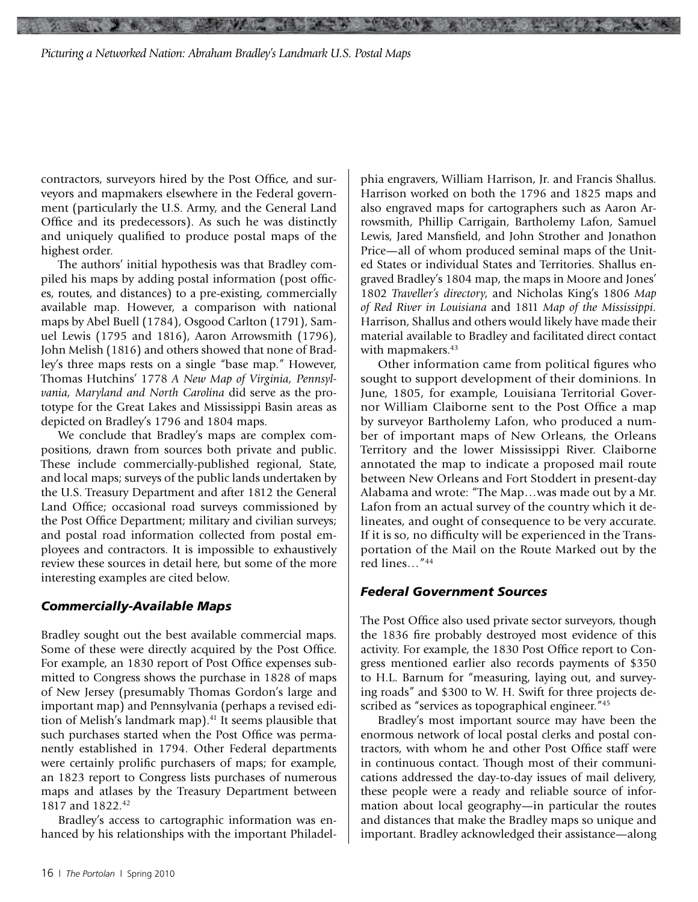contractors, surveyors hired by the Post Office, and surveyors and mapmakers elsewhere in the Federal government (particularly the U.S. Army, and the General Land Office and its predecessors). As such he was distinctly and uniquely qualified to produce postal maps of the highest order.

The authors' initial hypothesis was that Bradley compiled his maps by adding postal information (post offices, routes, and distances) to a pre-existing, commercially available map. However, a comparison with national maps by Abel Buell (1784), Osgood Carlton (1791), Samuel Lewis (1795 and 1816), Aaron Arrowsmith (1796), John Melish (1816) and others showed that none of Bradley's three maps rests on a single "base map." However, Thomas Hutchins' 1778 *A New Map of Virginia, Pennsylvania, Maryland and North Carolina* did serve as the prototype for the Great Lakes and Mississippi Basin areas as depicted on Bradley's 1796 and 1804 maps.

We conclude that Bradley's maps are complex compositions, drawn from sources both private and public. These include commercially-published regional, State, and local maps; surveys of the public lands undertaken by the U.S. Treasury Department and after 1812 the General Land Office; occasional road surveys commissioned by the Post Office Department; military and civilian surveys; and postal road information collected from postal employees and contractors. It is impossible to exhaustively review these sources in detail here, but some of the more interesting examples are cited below.

### *Commercially-Available Maps*

Bradley sought out the best available commercial maps. Some of these were directly acquired by the Post Office. For example, an 1830 report of Post Office expenses submitted to Congress shows the purchase in 1828 of maps of New Jersey (presumably Thomas Gordon's large and important map) and Pennsylvania (perhaps a revised edition of Melish's landmark map).[41] It seems plausible that such purchases started when the Post Office was permanently established in 1794. Other Federal departments were certainly prolific purchasers of maps; for example, an 1823 report to Congress lists purchases of numerous maps and atlases by the Treasury Department between 1817 and 1822.[42]

Bradley's access to cartographic information was enhanced by his relationships with the important Philadelphia engravers, William Harrison, Jr. and Francis Shallus. Harrison worked on both the 1796 and 1825 maps and also engraved maps for cartographers such as Aaron Arrowsmith, Phillip Carrigain, Bartholemy Lafon, Samuel Lewis, Jared Mansfield, and John Strother and Jonathon Price—all of whom produced seminal maps of the United States or individual States and Territories. Shallus engraved Bradley's 1804 map, the maps in Moore and Jones' 1802 *Traveller's directory*, and Nicholas King's 1806 *Map of Red River in Louisiana* and 1811 *Map of the Mississippi*. Harrison, Shallus and others would likely have made their material available to Bradley and facilitated direct contact with mapmakers.[43]

Other information came from political figures who sought to support development of their dominions. In June, 1805, for example, Louisiana Territorial Governor William Claiborne sent to the Post Office a map by surveyor Bartholemy Lafon, who produced a number of important maps of New Orleans, the Orleans Territory and the lower Mississippi River. Claiborne annotated the map to indicate a proposed mail route between New Orleans and Fort Stoddert in present-day Alabama and wrote: "The Map…was made out by a Mr. Lafon from an actual survey of the country which it delineates, and ought of consequence to be very accurate. If it is so, no difficulty will be experienced in the Transportation of the Mail on the Route Marked out by the red lines…"[44]

### *Federal Government Sources*

The Post Office also used private sector surveyors, though the 1836 fire probably destroyed most evidence of this activity. For example, the 1830 Post Office report to Congress mentioned earlier also records payments of $350 to H.L. Barnum for "measuring, laying out, and surveying roads" and $300 to W. H. Swift for three projects described as "services as topographical engineer."[45]

Bradley's most important source may have been the enormous network of local postal clerks and postal contractors, with whom he and other Post Office staff were in continuous contact. Though most of their communications addressed the day-to-day issues of mail delivery, these people were a ready and reliable source of information about local geography—in particular the routes and distances that make the Bradley maps so unique and important. Bradley acknowledged their assistance—along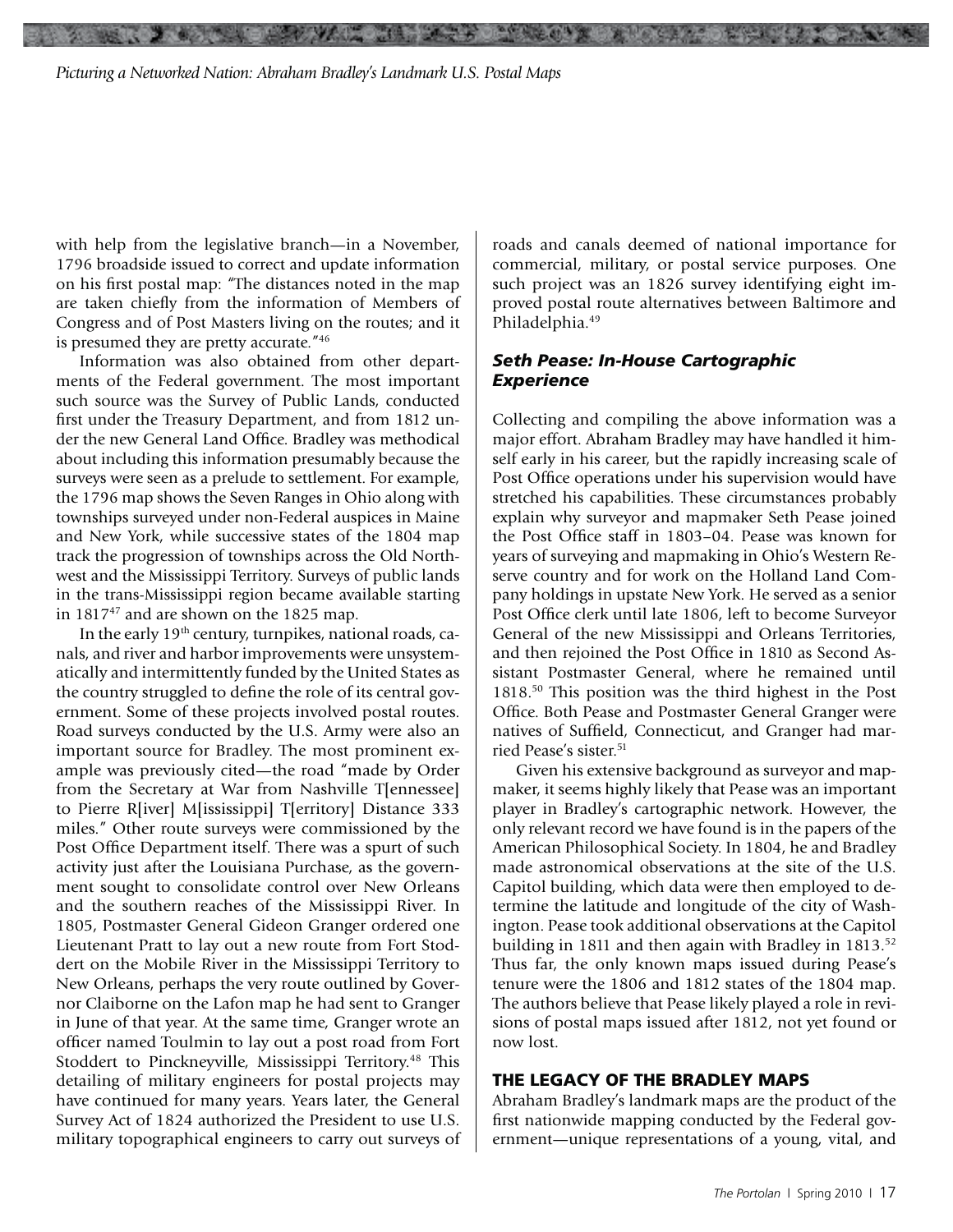with help from the legislative branch—in a November, 1796 broadside issued to correct and update information on his first postal map: "The distances noted in the map are taken chiefly from the information of Members of Congress and of Post Masters living on the routes; and it is presumed they are pretty accurate."[46]

Information was also obtained from other departments of the Federal government. The most important such source was the Survey of Public Lands, conducted first under the Treasury Department, and from 1812 under the new General Land Office. Bradley was methodical about including this information presumably because the surveys were seen as a prelude to settlement. For example, the 1796 map shows the Seven Ranges in Ohio along with townships surveyed under non-Federal auspices in Maine and New York, while successive states of the 1804 map track the progression of townships across the Old Northwest and the Mississippi Territory. Surveys of public lands in the trans-Mississippi region became available starting in 1817[47] and are shown on the 1825 map.

In the early 19th century, turnpikes, national roads, canals, and river and harbor improvements were unsystematically and intermittently funded by the United States as the country struggled to define the role of its central government. Some of these projects involved postal routes. Road surveys conducted by the U.S. Army were also an important source for Bradley. The most prominent example was previously cited—the road "made by Order from the Secretary at War from Nashville T[ennessee] to Pierre R[iver] M[ississippi] T[erritory] Distance 333 miles." Other route surveys were commissioned by the Post Office Department itself. There was a spurt of such activity just after the Louisiana Purchase, as the government sought to consolidate control over New Orleans and the southern reaches of the Mississippi River. In 1805, Postmaster General Gideon Granger ordered one Lieutenant Pratt to lay out a new route from Fort Stoddert on the Mobile River in the Mississippi Territory to New Orleans, perhaps the very route outlined by Governor Claiborne on the Lafon map he had sent to Granger in June of that year. At the same time, Granger wrote an officer named Toulmin to lay out a post road from Fort Stoddert to Pinckneyville, Mississippi Territory.[48] This detailing of military engineers for postal projects may have continued for many years. Years later, the General Survey Act of 1824 authorized the President to use U.S. military topographical engineers to carry out surveys of roads and canals deemed of national importance for commercial, military, or postal service purposes. One such project was an 1826 survey identifying eight improved postal route alternatives between Baltimore and Philadelphia.[49]

### *Seth Pease: In-House Cartographic Experience*

Collecting and compiling the above information was a major effort. Abraham Bradley may have handled it himself early in his career, but the rapidly increasing scale of Post Office operations under his supervision would have stretched his capabilities. These circumstances probably explain why surveyor and mapmaker Seth Pease joined the Post Office staff in 1803–04. Pease was known for years of surveying and mapmaking in Ohio's Western Reserve country and for work on the Holland Land Company holdings in upstate New York. He served as a senior Post Office clerk until late 1806, left to become Surveyor General of the new Mississippi and Orleans Territories, and then rejoined the Post Office in 1810 as Second Assistant Postmaster General, where he remained until 1818.[50] This position was the third highest in the Post Office. Both Pease and Postmaster General Granger were natives of Suffield, Connecticut, and Granger had married Pease's sister.[51]

Given his extensive background as surveyor and mapmaker, it seems highly likely that Pease was an important player in Bradley's cartographic network. However, the only relevant record we have found is in the papers of the American Philosophical Society. In 1804, he and Bradley made astronomical observations at the site of the U.S. Capitol building, which data were then employed to determine the latitude and longitude of the city of Washington. Pease took additional observations at the Capitol building in 1811 and then again with Bradley in 1813.[52] Thus far, the only known maps issued during Pease's tenure were the 1806 and 1812 states of the 1804 map. The authors believe that Pease likely played a role in revisions of postal maps issued after 1812, not yet found or now lost.

## THE LEGACY OF THE BRADLEY MAPS

Abraham Bradley's landmark maps are the product of the first nationwide mapping conducted by the Federal government—unique representations of a young, vital, and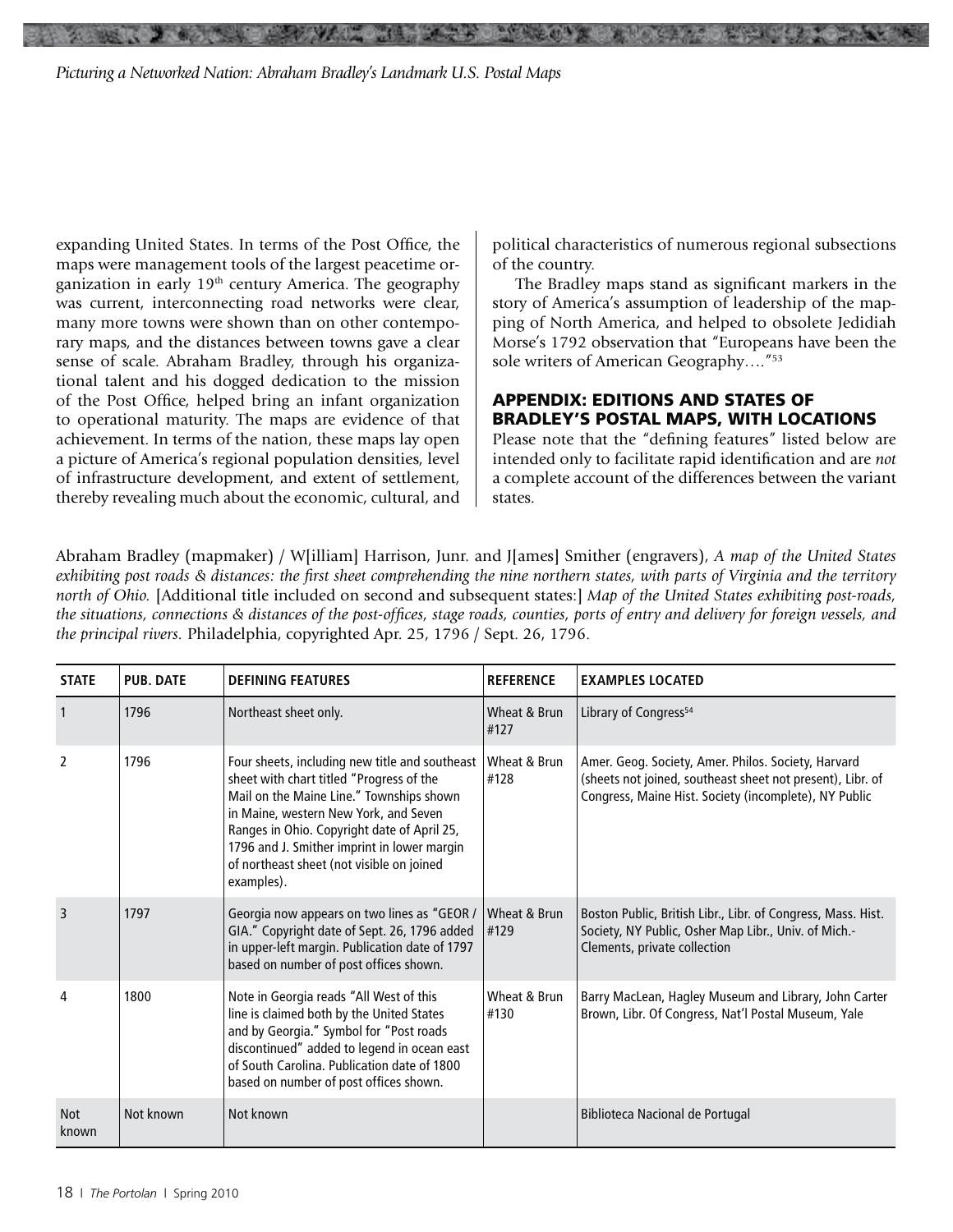expanding United States. In terms of the Post Office, the maps were management tools of the largest peacetime organization in early 19th century America. The geography was current, interconnecting road networks were clear, many more towns were shown than on other contemporary maps, and the distances between towns gave a clear sense of scale. Abraham Bradley, through his organizational talent and his dogged dedication to the mission of the Post Office, helped bring an infant organization to operational maturity. The maps are evidence of that achievement. In terms of the nation, these maps lay open a picture of America's regional population densities, level of infrastructure development, and extent of settlement, thereby revealing much about the economic, cultural, and political characteristics of numerous regional subsections of the country.

The Bradley maps stand as significant markers in the story of America's assumption of leadership of the mapping of North America, and helped to obsolete Jedidiah Morse's 1792 observation that "Europeans have been the sole writers of American Geography…."[53]

## APPENDIX: EDITIONS AND STATES OF BRADLEY'S POSTAL MAPS, WITH LOCATIONS

Please note that the "defining features" listed below are intended only to facilitate rapid identification and are *not* a complete account of the differences between the variant states.

Abraham Bradley (mapmaker) / W[illiam] Harrison, Junr. and J[ames] Smither (engravers), *A map of the United States exhibiting post roads & distances: the first sheet comprehending the nine northern states, with parts of Virginia and the territory north of Ohio.* [Additional title included on second and subsequent states:] *Map of the United States exhibiting post-roads, the situations, connections & distances of the post-offices, stage roads, counties, ports of entry and delivery for foreign vessels, and the principal rivers.* Philadelphia, copyrighted Apr. 25, 1796 / Sept. 26, 1796.

| STATE | PUB. DATE | DEFINING FEATURES | REFERENCE | EXAMPLES LOCATED |
|---|---|---|---|---|
| 1 | 1796 | Northeast sheet only. | Wheat & Brun #127 | Library of Congress[54] |
| 2 | 1796 | Four sheets, including new title and southeast sheet with chart titled "Progress of the Mail on the Maine Line." Townships shown in Maine, western New York, and Seven Ranges in Ohio. Copyright date of April 25, 1796 and J. Smither imprint in lower margin of northeast sheet (not visible on joined examples). | Wheat & Brun #128 | Amer. Geog. Society, Amer. Philos. Society, Harvard (sheets not joined, southeast sheet not present), Libr. of Congress, Maine Hist. Society (incomplete), NY Public |
| 3 | 1797 | Georgia now appears on two lines as "GEOR / GIA." Copyright date of Sept. 26, 1796 added in upper-left margin. Publication date of 1797 based on number of post offices shown. | Wheat & Brun #129 | Boston Public, British Libr., Libr. of Congress, Mass. Hist. Society, NY Public, Osher Map Libr., Univ. of Mich.-Clements, private collection |
| 4 | 1800 | Note in Georgia reads "All West of this line is claimed both by the United States and by Georgia." Symbol for "Post roads discontinued" added to legend in ocean east of South Carolina. Publication date of 1800 based on number of post offices shown. | Wheat & Brun #130 | Barry MacLean, Hagley Museum and Library, John Carter Brown, Libr. Of Congress, Nat'l Postal Museum, Yale |
| Not known | Not known | Not known | | Biblioteca Nacional de Portugal |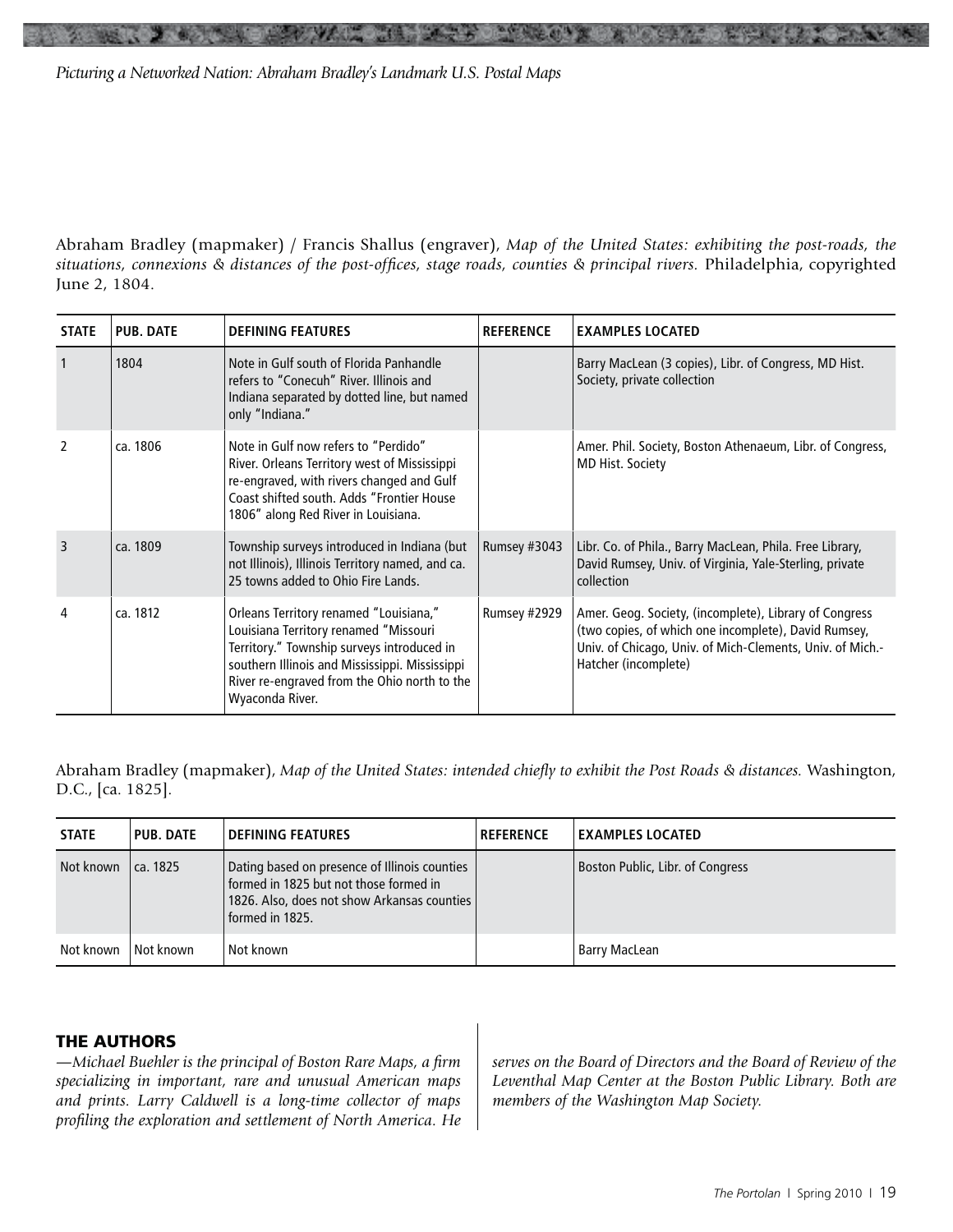Abraham Bradley (mapmaker) / Francis Shallus (engraver), *Map of the United States: exhibiting the post-roads, the situations, connexions & distances of the post-offices, stage roads, counties & principal rivers.* Philadelphia, copyrighted June 2, 1804.

| STATE | PUB. DATE | DEFINING FEATURES | REFERENCE | EXAMPLES LOCATED |
|---|---|---|---|---|
| 1 | 1804 | Note in Gulf south of Florida Panhandle refers to "Conecuh" River. Illinois and Indiana separated by dotted line, but named only "Indiana." | | Barry MacLean (3 copies), Libr. of Congress, MD Hist. Society, private collection |
| 2 | ca. 1806 | Note in Gulf now refers to "Perdido" River. Orleans Territory west of Mississippi re-engraved, with rivers changed and Gulf Coast shifted south. Adds "Frontier House 1806" along Red River in Louisiana. | | Amer. Phil. Society, Boston Athenaeum, Libr. of Congress, MD Hist. Society |
| 3 | ca. 1809 | Township surveys introduced in Indiana (but not Illinois), Illinois Territory named, and ca. 25 towns added to Ohio Fire Lands. | Rumsey #3043 | Libr. Co. of Phila., Barry MacLean, Phila. Free Library, David Rumsey, Univ. of Virginia, Yale-Sterling, private collection |
| 4 | ca. 1812 | Orleans Territory renamed "Louisiana," Louisiana Territory renamed "Missouri Territory." Township surveys introduced in southern Illinois and Mississippi. Mississippi River re-engraved from the Ohio north to the Wyaconda River. | Rumsey #2929 | Amer. Geog. Society, (incomplete), Library of Congress (two copies, of which one incomplete), David Rumsey, Univ. of Chicago, Univ. of Mich-Clements, Univ. of Mich.-Hatcher (incomplete) |

Abraham Bradley (mapmaker), *Map of the United States: intended chiefly to exhibit the Post Roads & distances.* Washington, D.C., [ca. 1825].

| STATE | PUB. DATE | DEFINING FEATURES | REFERENCE | EXAMPLES LOCATED |
|---|---|---|---|---|
| Not known | ca. 1825 | Dating based on presence of Illinois counties formed in 1825 but not those formed in 1826. Also, does not show Arkansas counties formed in 1825. | | Boston Public, Libr. of Congress |
| Not known | Not known | Not known | | Barry MacLean |

## THE AUTHORS

*—Michael Buehler is the principal of Boston Rare Maps, a firm specializing in important, rare and unusual American maps and prints. Larry Caldwell is a long-time collector of maps profiling the exploration and settlement of North America. He serves on the Board of Directors and the Board of Review of the Leventhal Map Center at the Boston Public Library. Both are members of the Washington Map Society.*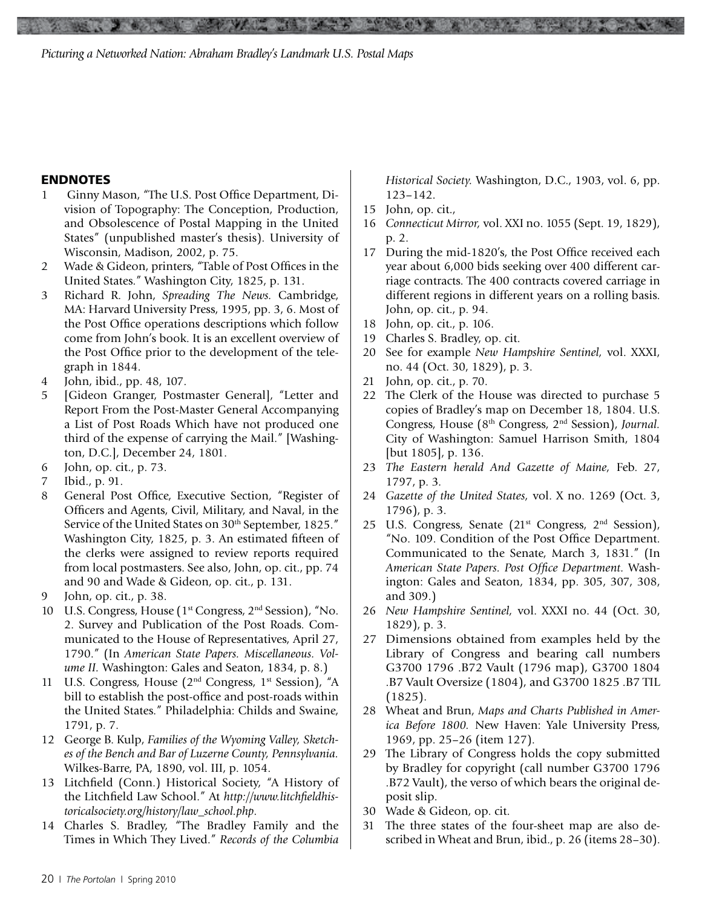## ENDNOTES

1. Ginny Mason, "The U.S. Post Office Department, Division of Topography: The Conception, Production, and Obsolescence of Postal Mapping in the United States" (unpublished master's thesis). University of Wisconsin, Madison, 2002, p. 75.
2. Wade & Gideon, printers, "Table of Post Offices in the United States." Washington City, 1825, p. 131.
3. Richard R. John, *Spreading The News.* Cambridge, MA: Harvard University Press, 1995, pp. 3, 6. Most of the Post Office operations descriptions which follow come from John's book. It is an excellent overview of the Post Office prior to the development of the telegraph in 1844.
4. John, ibid., pp. 48, 107.
5. [Gideon Granger, Postmaster General], "Letter and Report From the Post-Master General Accompanying a List of Post Roads Which have not produced one third of the expense of carrying the Mail." [Washington, D.C.], December 24, 1801.
6. John, op. cit., p. 73.
7. Ibid., p. 91.
8. General Post Office, Executive Section, "Register of Officers and Agents, Civil, Military, and Naval, in the Service of the United States on 30th September, 1825." Washington City, 1825, p. 3. An estimated fifteen of the clerks were assigned to review reports required from local postmasters. See also, John, op. cit., pp. 74 and 90 and Wade & Gideon, op. cit., p. 131.
9. John, op. cit., p. 38.
10. U.S. Congress, House (1st Congress, 2nd Session), "No. 2. Survey and Publication of the Post Roads. Communicated to the House of Representatives, April 27, 1790." (In *American State Papers. Miscellaneous. Volume II.* Washington: Gales and Seaton, 1834, p. 8.)
11. U.S. Congress, House (2nd Congress, 1st Session), "A bill to establish the post-office and post-roads within the United States." Philadelphia: Childs and Swaine, 1791, p. 7.
12. George B. Kulp, *Families of the Wyoming Valley, Sketches of the Bench and Bar of Luzerne County, Pennsylvania.* Wilkes-Barre, PA, 1890, vol. III, p. 1054.
13. Litchfield (Conn.) Historical Society, "A History of the Litchfield Law School." At *http://www.litchfieldhistoricalsociety.org/history/law_school.php.*
14. Charles S. Bradley, "The Bradley Family and the Times in Which They Lived." *Records of the Columbia Historical Society.* Washington, D.C., 1903, vol. 6, pp. 123–142.
15. John, op. cit.,
16. *Connecticut Mirror,* vol. XXI no. 1055 (Sept. 19, 1829), p. 2.
17. During the mid-1820's, the Post Office received each year about 6,000 bids seeking over 400 different carriage contracts. The 400 contracts covered carriage in different regions in different years on a rolling basis. John, op. cit., p. 94.
18. John, op. cit., p. 106.
19. Charles S. Bradley, op. cit.
20. See for example *New Hampshire Sentinel,* vol. XXXI, no. 44 (Oct. 30, 1829), p. 3.
21. John, op. cit., p. 70.
22. The Clerk of the House was directed to purchase 5 copies of Bradley's map on December 18, 1804. U.S. Congress, House (8th Congress, 2nd Session), *Journal.* City of Washington: Samuel Harrison Smith, 1804 [but 1805], p. 136.
23. *The Eastern herald And Gazette of Maine,* Feb. 27, 1797, p. 3.
24. *Gazette of the United States,* vol. X no. 1269 (Oct. 3, 1796), p. 3.
25. U.S. Congress, Senate (21st Congress, 2nd Session), "No. 109. Condition of the Post Office Department. Communicated to the Senate, March 3, 1831." (In *American State Papers. Post Office Department.* Washington: Gales and Seaton, 1834, pp. 305, 307, 308, and 309.)
26. *New Hampshire Sentinel,* vol. XXXI no. 44 (Oct. 30, 1829), p. 3.
27. Dimensions obtained from examples held by the Library of Congress and bearing call numbers G3700 1796 .B72 Vault (1796 map), G3700 1804 .B7 Vault Oversize (1804), and G3700 1825 .B7 TIL (1825).
28. Wheat and Brun, *Maps and Charts Published in America Before 1800.* New Haven: Yale University Press, 1969, pp. 25–26 (item 127).
29. The Library of Congress holds the copy submitted by Bradley for copyright (call number G3700 1796 .B72 Vault), the verso of which bears the original deposit slip.
30. Wade & Gideon, op. cit.
31. The three states of the four-sheet map are also described in Wheat and Brun, ibid., p. 26 (items 28–30).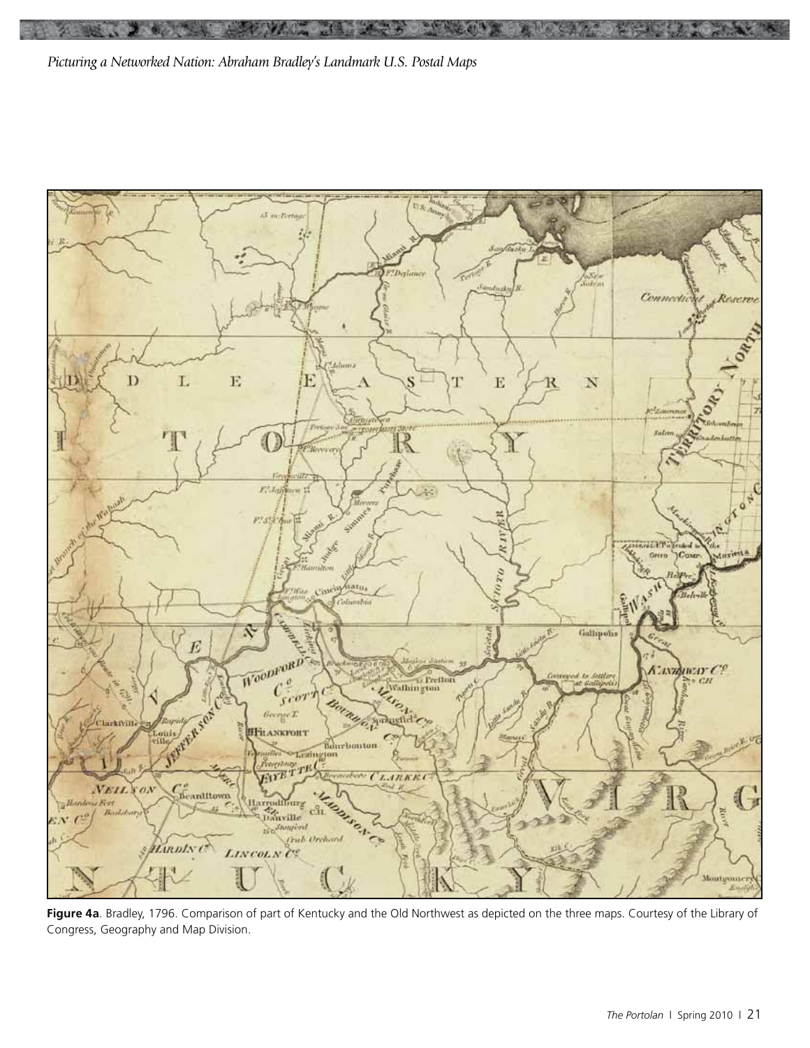**Figure 4a**. Bradley, 1796. Comparison of part of Kentucky and the Old Northwest as depicted on the three maps. Courtesy of the Library of Congress, Geography and Map Division.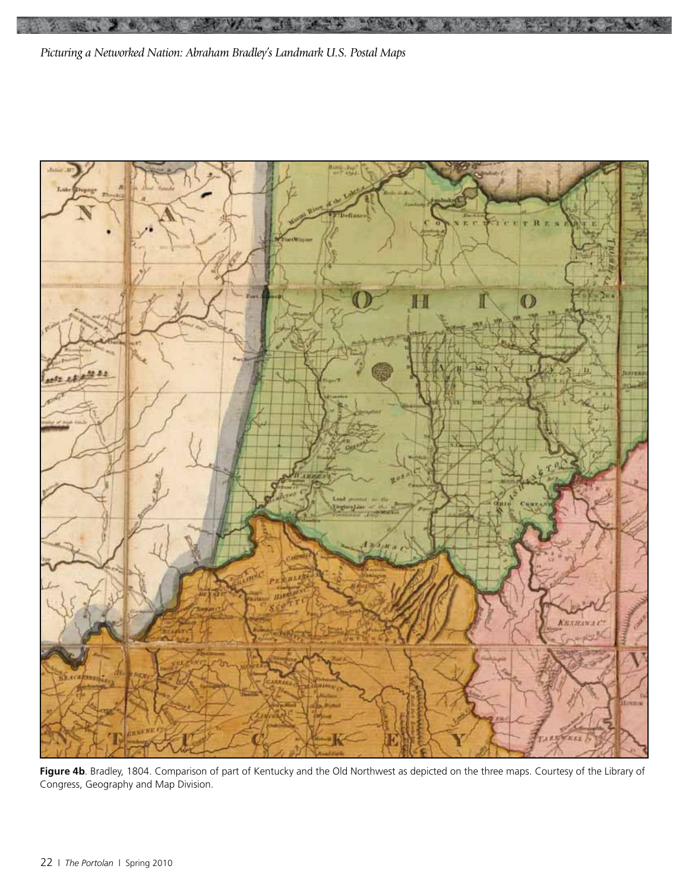**Figure 4b**. Bradley, 1804. Comparison of part of Kentucky and the Old Northwest as depicted on the three maps. Courtesy of the Library of Congress, Geography and Map Division.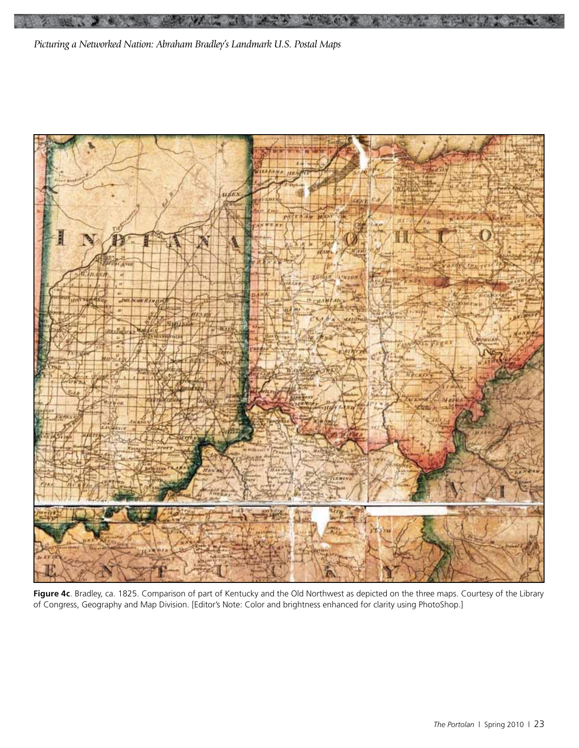**Figure 4c**. Bradley, ca. 1825. Comparison of part of Kentucky and the Old Northwest as depicted on the three maps. Courtesy of the Library of Congress, Geography and Map Division. [Editor's Note: Color and brightness enhanced for clarity using PhotoShop.]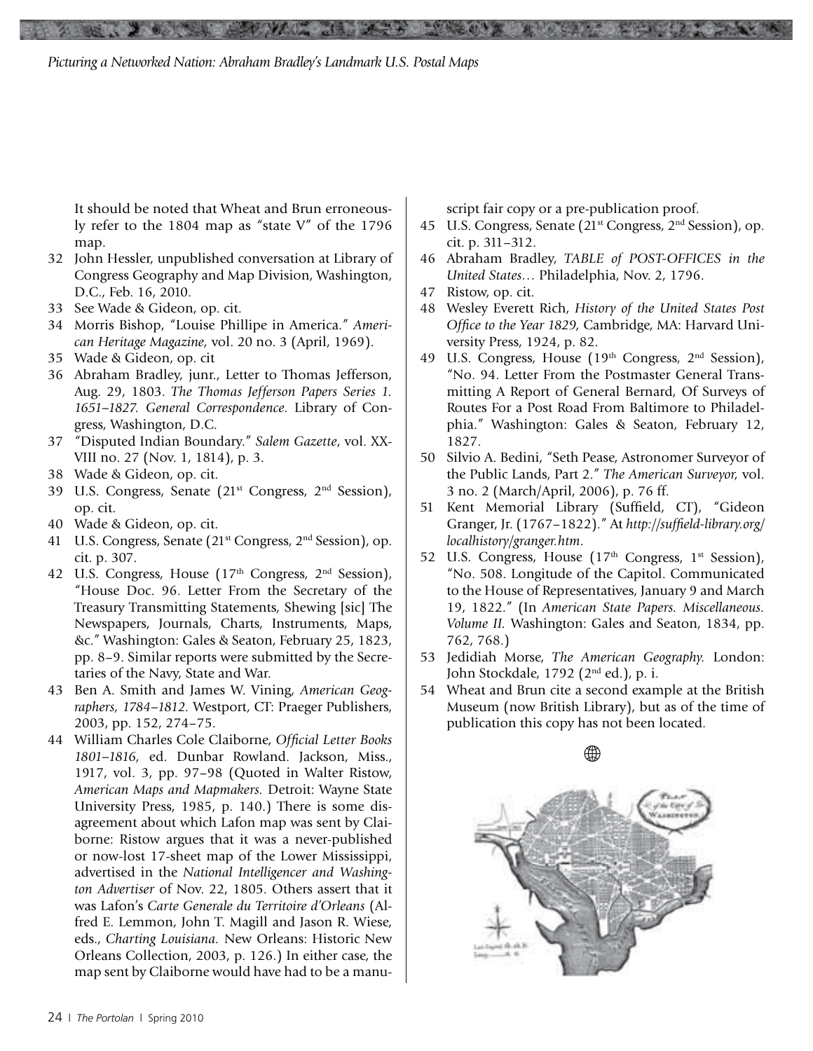It should be noted that Wheat and Brun erroneously refer to the 1804 map as "state V" of the 1796 map.

32 John Hessler, unpublished conversation at Library of Congress Geography and Map Division, Washington, D.C., Feb. 16, 2010.

33 See Wade & Gideon, op. cit.

34 Morris Bishop, "Louise Phillipe in America." *American Heritage Magazine*, vol. 20 no. 3 (April, 1969).

35 Wade & Gideon, op. cit.

36 Abraham Bradley, junr., Letter to Thomas Jefferson, Aug. 29, 1803. *The Thomas Jefferson Papers Series 1. 1651–1827. General Correspondence.* Library of Congress, Washington, D.C.

37 "Disputed Indian Boundary." *Salem Gazette*, vol. XXVIII no. 27 (Nov. 1, 1814), p. 3.

38 Wade & Gideon, op. cit.

39 U.S. Congress, Senate (21st Congress, 2nd Session), op. cit.

40 Wade & Gideon, op. cit.

41 U.S. Congress, Senate (21st Congress, 2nd Session), op. cit. p. 307.

42 U.S. Congress, House (17th Congress, 2nd Session), "House Doc. 96. Letter From the Secretary of the Treasury Transmitting Statements, Shewing [sic] The Newspapers, Journals, Charts, Instruments, Maps, &c." Washington: Gales & Seaton, February 25, 1823, pp. 8–9. Similar reports were submitted by the Secretaries of the Navy, State and War.

43 Ben A. Smith and James W. Vining, *American Geographers, 1784–1812.* Westport, CT: Praeger Publishers, 2003, pp. 152, 274–75.

44 William Charles Cole Claiborne, *Official Letter Books 1801–1816*, ed. Dunbar Rowland. Jackson, Miss., 1917, vol. 3, pp. 97–98 (Quoted in Walter Ristow, *American Maps and Mapmakers.* Detroit: Wayne State University Press, 1985, p. 140.) There is some disagreement about which Lafon map was sent by Claiborne: Ristow argues that it was a never-published or now-lost 17-sheet map of the Lower Mississippi, advertised in the *National Intelligencer and Washington Advertiser* of Nov. 22, 1805. Others assert that it was Lafon's *Carte Generale du Territoire d'Orleans* (Alfred E. Lemmon, John T. Magill and Jason R. Wiese, eds., *Charting Louisiana.* New Orleans: Historic New Orleans Collection, 2003, p. 126.) In either case, the map sent by Claiborne would have had to be a manuscript fair copy or a pre-publication proof.

45 U.S. Congress, Senate (21st Congress, 2nd Session), op. cit. p. 311–312.

46 Abraham Bradley, *TABLE of POST-OFFICES in the United States…* Philadelphia, Nov. 2, 1796.

47 Ristow, op. cit.

48 Wesley Everett Rich, *History of the United States Post Office to the Year 1829*, Cambridge, MA: Harvard University Press, 1924, p. 82.

49 U.S. Congress, House (19th Congress, 2nd Session), "No. 94. Letter From the Postmaster General Transmitting A Report of General Bernard, Of Surveys of Routes For a Post Road From Baltimore to Philadelphia." Washington: Gales & Seaton, February 12, 1827.

50 Silvio A. Bedini, "Seth Pease, Astronomer Surveyor of the Public Lands, Part 2." *The American Surveyor*, vol. 3 no. 2 (March/April, 2006), p. 76 ff.

51 Kent Memorial Library (Suffield, CT), "Gideon Granger, Jr. (1767–1822)." At *http://suffield-library.org/localhistory/granger.htm*.

52 U.S. Congress, House (17th Congress, 1st Session), "No. 508. Longitude of the Capitol. Communicated to the House of Representatives, January 9 and March 19, 1822." (In *American State Papers. Miscellaneous. Volume II.* Washington: Gales and Seaton, 1834, pp. 762, 768.)

53 Jedidiah Morse, *The American Geography.* London: John Stockdale, 1792 (2nd ed.), p. i.

54 Wheat and Brun cite a second example at the British Museum (now British Library), but as of the time of publication this copy has not been located.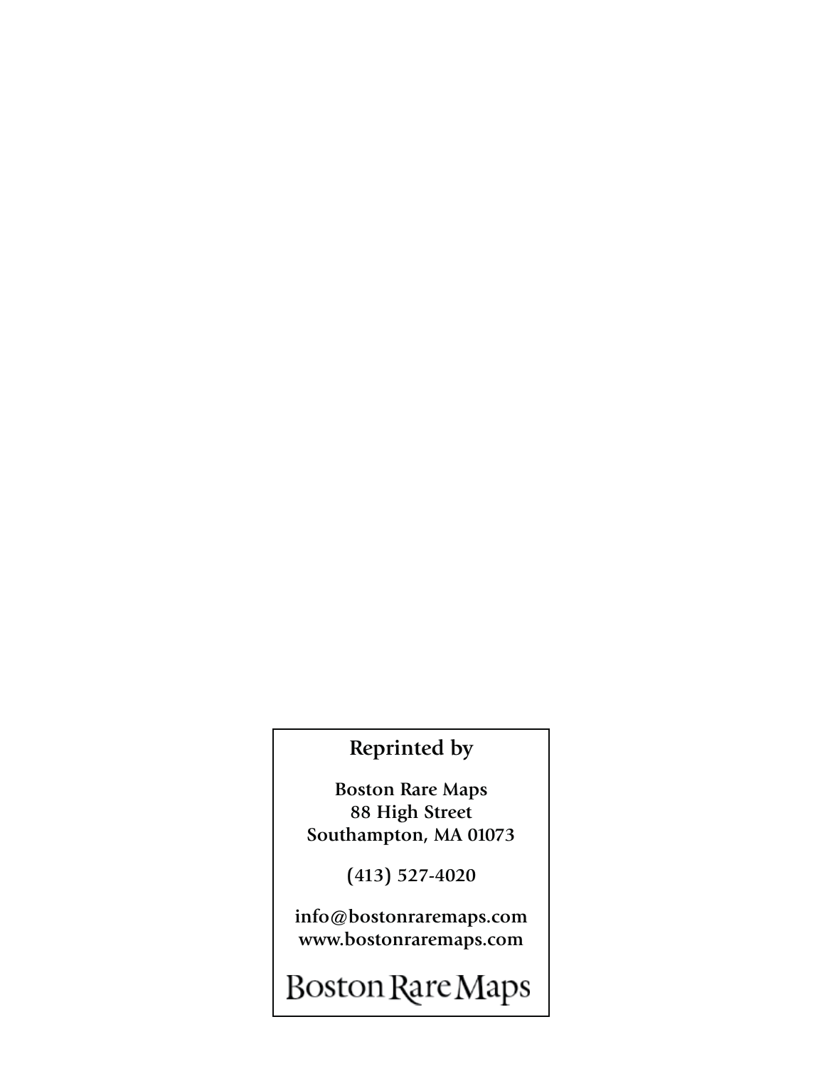**Reprinted by**

**Boston Rare Maps**
**88 High Street**
**Southampton, MA 01073**

**(413) 527-4020**

**info@bostonraremaps.com**
**www.bostonraremaps.com**

Boston Rare Maps